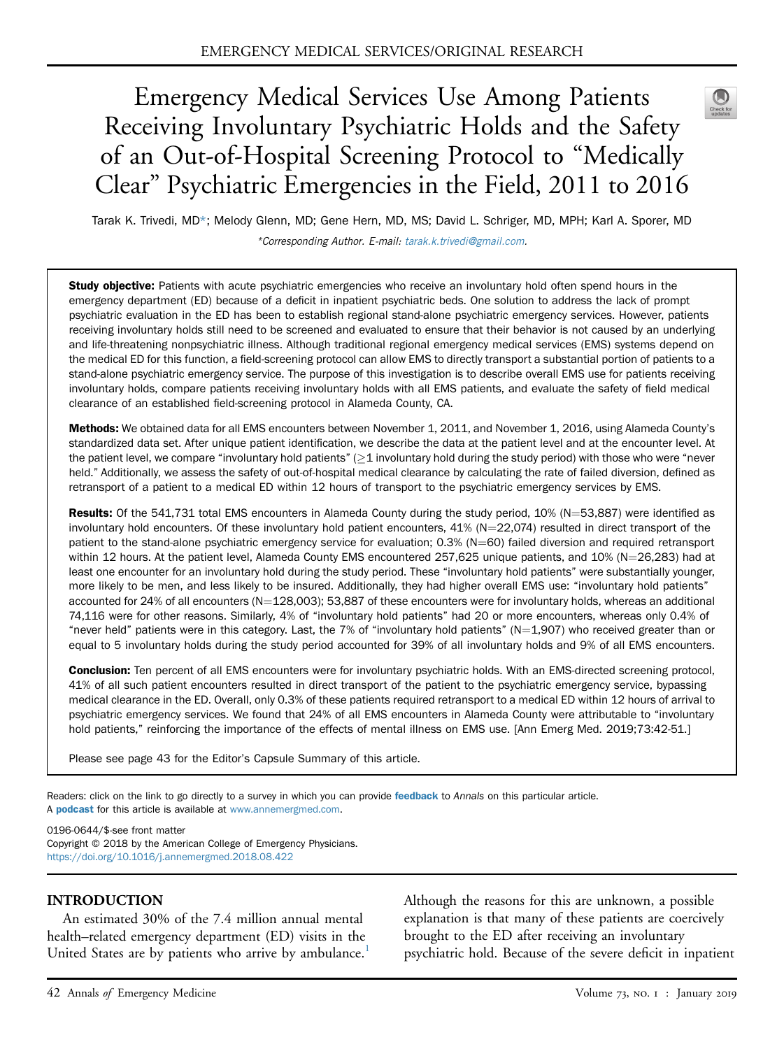EMERGENCY MEDICAL SERVICES/ORIGINAL RESEARCH

# Emergency Medical Services Use Among Patients Receiving Involuntary Psychiatric Holds and the Safety of an Out-of-Hospital Screening Protocol to "Medically Clear" Psychiatric Emergencies in the Field, 2011 to 2016

Tarak K. Trivedi, MD*; Melody Glenn, MD; Gene Hern, MD, MS; David L. Schriger, MD, MPH; Karl A. Sporer, MD

*Corresponding Author. E-mail: tarak.k.trivedi@gmail.com.

**Study objective:** Patients with acute psychiatric emergencies who receive an involuntary hold often spend hours in the emergency department (ED) because of a deficit in inpatient psychiatric beds. One solution to address the lack of prompt psychiatric evaluation in the ED has been to establish regional stand-alone psychiatric emergency services. However, patients receiving involuntary holds still need to be screened and evaluated to ensure that their behavior is not caused by an underlying and life-threatening nonpsychiatric illness. Although traditional regional emergency medical services (EMS) systems depend on the medical ED for this function, a field-screening protocol can allow EMS to directly transport a substantial portion of patients to a stand-alone psychiatric emergency service. The purpose of this investigation is to describe overall EMS use for patients receiving involuntary holds, compare patients receiving involuntary holds with all EMS patients, and evaluate the safety of field medical clearance of an established field-screening protocol in Alameda County, CA.

**Methods:** We obtained data for all EMS encounters between November 1, 2011, and November 1, 2016, using Alameda County's standardized data set. After unique patient identification, we describe the data at the patient level and at the encounter level. At the patient level, we compare "involuntary hold patients" (≥1 involuntary hold during the study period) with those who were "never held." Additionally, we assess the safety of out-of-hospital medical clearance by calculating the rate of failed diversion, defined as retransport of a patient to a medical ED within 12 hours of transport to the psychiatric emergency services by EMS.

**Results:** Of the 541,731 total EMS encounters in Alameda County during the study period, 10% (N=53,887) were identified as involuntary hold encounters. Of these involuntary hold patient encounters, 41% (N=22,074) resulted in direct transport of the patient to the stand-alone psychiatric emergency service for evaluation; 0.3% (N=60) failed diversion and required retransport within 12 hours. At the patient level, Alameda County EMS encountered 257,625 unique patients, and 10% (N=26,283) had at least one encounter for an involuntary hold during the study period. These "involuntary hold patients" were substantially younger, more likely to be men, and less likely to be insured. Additionally, they had higher overall EMS use: "involuntary hold patients" accounted for 24% of all encounters (N=128,003); 53,887 of these encounters were for involuntary holds, whereas an additional 74,116 were for other reasons. Similarly, 4% of "involuntary hold patients" had 20 or more encounters, whereas only 0.4% of "never held" patients were in this category. Last, the 7% of "involuntary hold patients" (N=1,907) who received greater than or equal to 5 involuntary holds during the study period accounted for 39% of all involuntary holds and 9% of all EMS encounters.

**Conclusion:** Ten percent of all EMS encounters were for involuntary psychiatric holds. With an EMS-directed screening protocol, 41% of all such patient encounters resulted in direct transport of the patient to the psychiatric emergency service, bypassing medical clearance in the ED. Overall, only 0.3% of these patients required retransport to a medical ED within 12 hours of arrival to psychiatric emergency services. We found that 24% of all EMS encounters in Alameda County were attributable to "involuntary hold patients," reinforcing the importance of the effects of mental illness on EMS use. [Ann Emerg Med. 2019;73:42-51.]

Please see page 43 for the Editor's Capsule Summary of this article.

Readers: click on the link to go directly to a survey in which you can provide **feedback** to *Annals* on this particular article.
A **podcast** for this article is available at www.annemergmed.com.

0196-0644/$-see front matter
Copyright © 2018 by the American College of Emergency Physicians.
https://doi.org/10.1016/j.annemergmed.2018.08.422

## INTRODUCTION

An estimated 30% of the 7.4 million annual mental health–related emergency department (ED) visits in the United States are by patients who arrive by ambulance.[1] Although the reasons for this are unknown, a possible explanation is that many of these patients are coercively brought to the ED after receiving an involuntary psychiatric hold. Because of the severe deficit in inpatient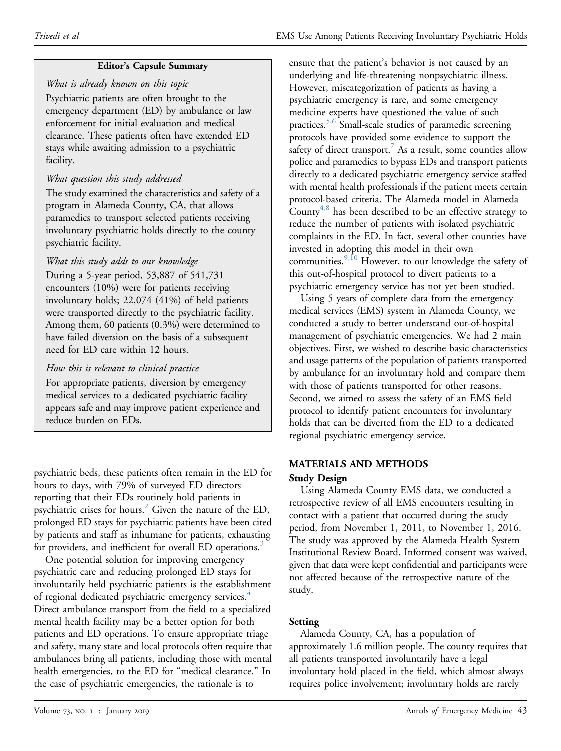> **Editor's Capsule Summary**
>
> *What is already known on this topic*
>
> Psychiatric patients are often brought to the emergency department (ED) by ambulance or law enforcement for initial evaluation and medical clearance. These patients often have extended ED stays while awaiting admission to a psychiatric facility.
>
> *What question this study addressed*
>
> The study examined the characteristics and safety of a program in Alameda County, CA, that allows paramedics to transport selected patients receiving involuntary psychiatric holds directly to the county psychiatric facility.
>
> *What this study adds to our knowledge*
>
> During a 5-year period, 53,887 of 541,731 encounters (10%) were for patients receiving involuntary holds; 22,074 (41%) of held patients were transported directly to the psychiatric facility. Among them, 60 patients (0.3%) were determined to have failed diversion on the basis of a subsequent need for ED care within 12 hours.
>
> *How this is relevant to clinical practice*
>
> For appropriate patients, diversion by emergency medical services to a dedicated psychiatric facility appears safe and may improve patient experience and reduce burden on EDs.

psychiatric beds, these patients often remain in the ED for hours to days, with 79% of surveyed ED directors reporting that their EDs routinely hold patients in psychiatric crises for hours.[2] Given the nature of the ED, prolonged ED stays for psychiatric patients have been cited by patients and staff as inhumane for patients, exhausting for providers, and inefficient for overall ED operations.[3]

One potential solution for improving emergency psychiatric care and reducing prolonged ED stays for involuntarily held psychiatric patients is the establishment of regional dedicated psychiatric emergency services.[4] Direct ambulance transport from the field to a specialized mental health facility may be a better option for both patients and ED operations. To ensure appropriate triage and safety, many state and local protocols often require that ambulances bring all patients, including those with mental health emergencies, to the ED for "medical clearance." In the case of psychiatric emergencies, the rationale is to ensure that the patient's behavior is not caused by an underlying and life-threatening nonpsychiatric illness. However, miscategorization of patients as having a psychiatric emergency is rare, and some emergency medicine experts have questioned the value of such practices.[5,6] Small-scale studies of paramedic screening protocols have provided some evidence to support the safety of direct transport.[7] As a result, some counties allow police and paramedics to bypass EDs and transport patients directly to a dedicated psychiatric emergency service staffed with mental health professionals if the patient meets certain protocol-based criteria. The Alameda model in Alameda County[4,8] has been described to be an effective strategy to reduce the number of patients with isolated psychiatric complaints in the ED. In fact, several other counties have invested in adopting this model in their own communities.[9,10] However, to our knowledge the safety of this out-of-hospital protocol to divert patients to a psychiatric emergency service has not yet been studied.

Using 5 years of complete data from the emergency medical services (EMS) system in Alameda County, we conducted a study to better understand out-of-hospital management of psychiatric emergencies. We had 2 main objectives. First, we wished to describe basic characteristics and usage patterns of the population of patients transported by ambulance for an involuntary hold and compare them with those of patients transported for other reasons. Second, we aimed to assess the safety of an EMS field protocol to identify patient encounters for involuntary holds that can be diverted from the ED to a dedicated regional psychiatric emergency service.

## MATERIALS AND METHODS

### Study Design

Using Alameda County EMS data, we conducted a retrospective review of all EMS encounters resulting in contact with a patient that occurred during the study period, from November 1, 2011, to November 1, 2016. The study was approved by the Alameda Health System Institutional Review Board. Informed consent was waived, given that data were kept confidential and participants were not affected because of the retrospective nature of the study.

### Setting

Alameda County, CA, has a population of approximately 1.6 million people. The county requires that all patients transported involuntarily have a legal involuntary hold placed in the field, which almost always requires police involvement; involuntary holds are rarely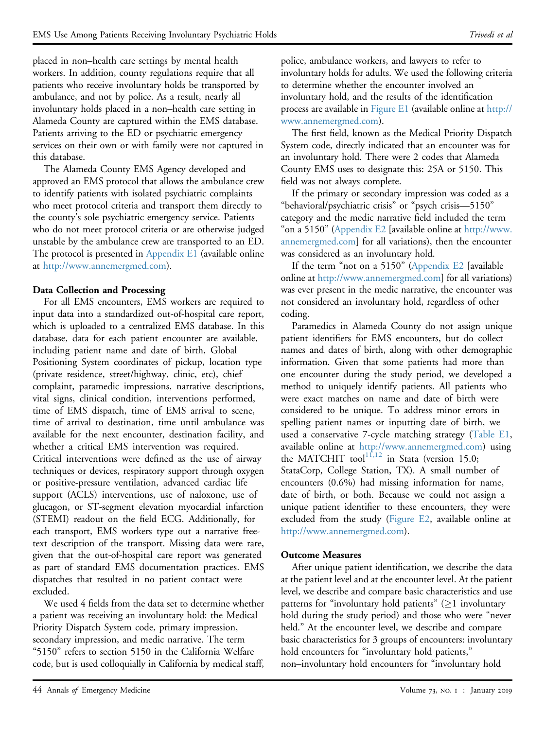placed in non–health care settings by mental health workers. In addition, county regulations require that all patients who receive involuntary holds be transported by ambulance, and not by police. As a result, nearly all involuntary holds placed in a non–health care setting in Alameda County are captured within the EMS database. Patients arriving to the ED or psychiatric emergency services on their own or with family were not captured in this database.

The Alameda County EMS Agency developed and approved an EMS protocol that allows the ambulance crew to identify patients with isolated psychiatric complaints who meet protocol criteria and transport them directly to the county's sole psychiatric emergency service. Patients who do not meet protocol criteria or are otherwise judged unstable by the ambulance crew are transported to an ED. The protocol is presented in Appendix E1 (available online at http://www.annemergmed.com).

### Data Collection and Processing

For all EMS encounters, EMS workers are required to input data into a standardized out-of-hospital care report, which is uploaded to a centralized EMS database. In this database, data for each patient encounter are available, including patient name and date of birth, Global Positioning System coordinates of pickup, location type (private residence, street/highway, clinic, etc), chief complaint, paramedic impressions, narrative descriptions, vital signs, clinical condition, interventions performed, time of EMS dispatch, time of EMS arrival to scene, time of arrival to destination, time until ambulance was available for the next encounter, destination facility, and whether a critical EMS intervention was required. Critical interventions were defined as the use of airway techniques or devices, respiratory support through oxygen or positive-pressure ventilation, advanced cardiac life support (ACLS) interventions, use of naloxone, use of glucagon, or ST-segment elevation myocardial infarction (STEMI) readout on the field ECG. Additionally, for each transport, EMS workers type out a narrative free-text description of the transport. Missing data were rare, given that the out-of-hospital care report was generated as part of standard EMS documentation practices. EMS dispatches that resulted in no patient contact were excluded.

We used 4 fields from the data set to determine whether a patient was receiving an involuntary hold: the Medical Priority Dispatch System code, primary impression, secondary impression, and medic narrative. The term "5150" refers to section 5150 in the California Welfare code, but is used colloquially in California by medical staff, police, ambulance workers, and lawyers to refer to involuntary holds for adults. We used the following criteria to determine whether the encounter involved an involuntary hold, and the results of the identification process are available in Figure E1 (available online at http://www.annemergmed.com).

The first field, known as the Medical Priority Dispatch System code, directly indicated that an encounter was for an involuntary hold. There were 2 codes that Alameda County EMS uses to designate this: 25A or 5150. This field was not always complete.

If the primary or secondary impression was coded as a "behavioral/psychiatric crisis" or "psych crisis—5150" category and the medic narrative field included the term "on a 5150" (Appendix E2 [available online at http://www.annemergmed.com] for all variations), then the encounter was considered as an involuntary hold.

If the term "not on a 5150" (Appendix E2 [available online at http://www.annemergmed.com] for all variations) was ever present in the medic narrative, the encounter was not considered an involuntary hold, regardless of other coding.

Paramedics in Alameda County do not assign unique patient identifiers for EMS encounters, but do collect names and dates of birth, along with other demographic information. Given that some patients had more than one encounter during the study period, we developed a method to uniquely identify patients. All patients who were exact matches on name and date of birth were considered to be unique. To address minor errors in spelling patient names or inputting date of birth, we used a conservative 7-cycle matching strategy (Table E1, available online at http://www.annemergmed.com) using the MATCHIT tool[11,12] in Stata (version 15.0; StataCorp, College Station, TX). A small number of encounters (0.6%) had missing information for name, date of birth, or both. Because we could not assign a unique patient identifier to these encounters, they were excluded from the study (Figure E2, available online at http://www.annemergmed.com).

### Outcome Measures

After unique patient identification, we describe the data at the patient level and at the encounter level. At the patient level, we describe and compare basic characteristics and use patterns for "involuntary hold patients" ($\geq$1 involuntary hold during the study period) and those who were "never held." At the encounter level, we describe and compare basic characteristics for 3 groups of encounters: involuntary hold encounters for "involuntary hold patients," non–involuntary hold encounters for "involuntary hold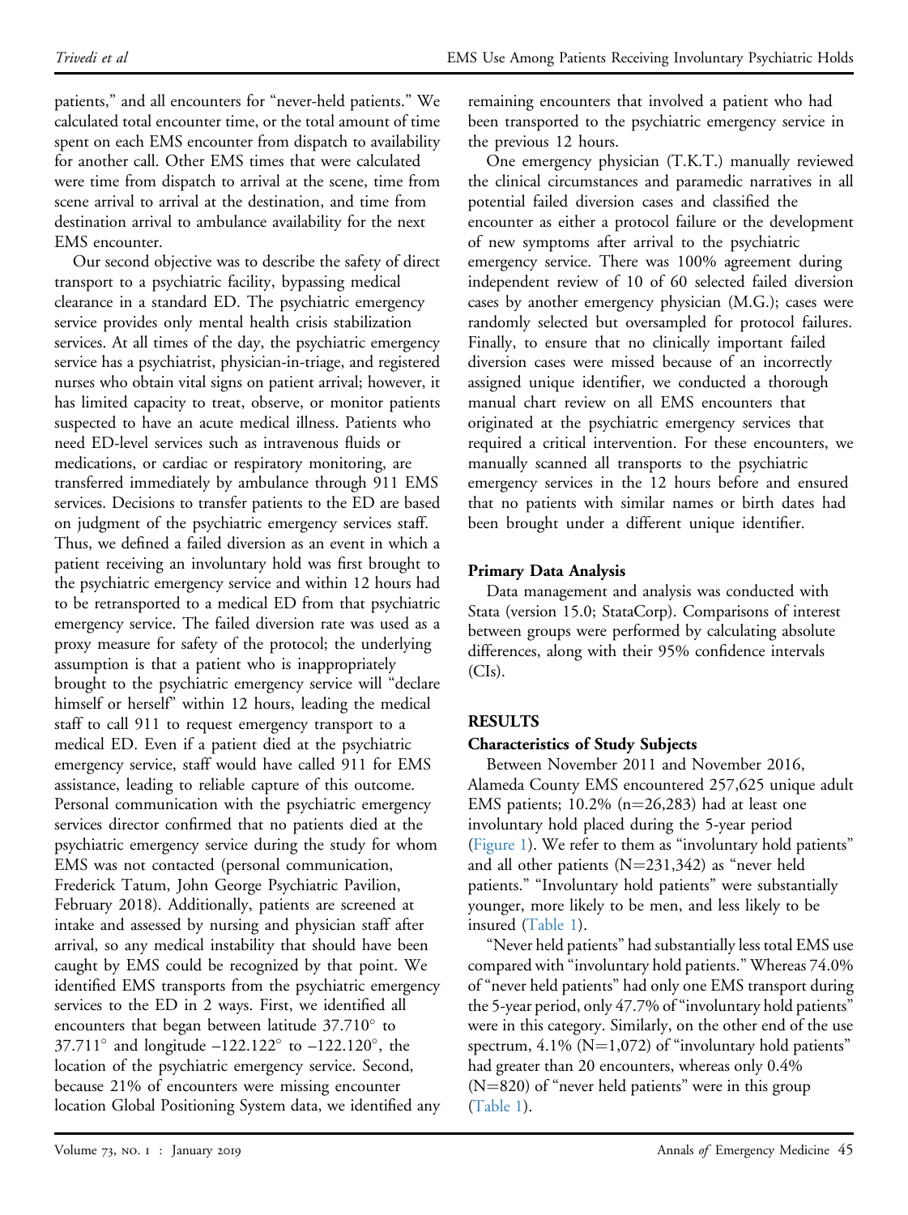patients," and all encounters for "never-held patients." We calculated total encounter time, or the total amount of time spent on each EMS encounter from dispatch to availability for another call. Other EMS times that were calculated were time from dispatch to arrival at the scene, time from scene arrival to arrival at the destination, and time from destination arrival to ambulance availability for the next EMS encounter.

Our second objective was to describe the safety of direct transport to a psychiatric facility, bypassing medical clearance in a standard ED. The psychiatric emergency service provides only mental health crisis stabilization services. At all times of the day, the psychiatric emergency service has a psychiatrist, physician-in-triage, and registered nurses who obtain vital signs on patient arrival; however, it has limited capacity to treat, observe, or monitor patients suspected to have an acute medical illness. Patients who need ED-level services such as intravenous fluids or medications, or cardiac or respiratory monitoring, are transferred immediately by ambulance through 911 EMS services. Decisions to transfer patients to the ED are based on judgment of the psychiatric emergency services staff. Thus, we defined a failed diversion as an event in which a patient receiving an involuntary hold was first brought to the psychiatric emergency service and within 12 hours had to be retransported to a medical ED from that psychiatric emergency service. The failed diversion rate was used as a proxy measure for safety of the protocol; the underlying assumption is that a patient who is inappropriately brought to the psychiatric emergency service will "declare himself or herself" within 12 hours, leading the medical staff to call 911 to request emergency transport to a medical ED. Even if a patient died at the psychiatric emergency service, staff would have called 911 for EMS assistance, leading to reliable capture of this outcome. Personal communication with the psychiatric emergency services director confirmed that no patients died at the psychiatric emergency service during the study for whom EMS was not contacted (personal communication, Frederick Tatum, John George Psychiatric Pavilion, February 2018). Additionally, patients are screened at intake and assessed by nursing and physician staff after arrival, so any medical instability that should have been caught by EMS could be recognized by that point. We identified EMS transports from the psychiatric emergency services to the ED in 2 ways. First, we identified all encounters that began between latitude 37.710° to 37.711° and longitude –122.122° to –122.120°, the location of the psychiatric emergency service. Second, because 21% of encounters were missing encounter location Global Positioning System data, we identified any remaining encounters that involved a patient who had been transported to the psychiatric emergency service in the previous 12 hours.

One emergency physician (T.K.T.) manually reviewed the clinical circumstances and paramedic narratives in all potential failed diversion cases and classified the encounter as either a protocol failure or the development of new symptoms after arrival to the psychiatric emergency service. There was 100% agreement during independent review of 10 of 60 selected failed diversion cases by another emergency physician (M.G.); cases were randomly selected but oversampled for protocol failures. Finally, to ensure that no clinically important failed diversion cases were missed because of an incorrectly assigned unique identifier, we conducted a thorough manual chart review on all EMS encounters that originated at the psychiatric emergency services that required a critical intervention. For these encounters, we manually scanned all transports to the psychiatric emergency services in the 12 hours before and ensured that no patients with similar names or birth dates had been brought under a different unique identifier.

### Primary Data Analysis

Data management and analysis was conducted with Stata (version 15.0; StataCorp). Comparisons of interest between groups were performed by calculating absolute differences, along with their 95% confidence intervals (CIs).

## RESULTS

### Characteristics of Study Subjects

Between November 2011 and November 2016, Alameda County EMS encountered 257,625 unique adult EMS patients; 10.2% (n=26,283) had at least one involuntary hold placed during the 5-year period (Figure 1). We refer to them as "involuntary hold patients" and all other patients (N=231,342) as "never held patients." "Involuntary hold patients" were substantially younger, more likely to be men, and less likely to be insured (Table 1).

"Never held patients" had substantially less total EMS use compared with "involuntary hold patients." Whereas 74.0% of "never held patients" had only one EMS transport during the 5-year period, only 47.7% of "involuntary hold patients" were in this category. Similarly, on the other end of the use spectrum, 4.1% (N=1,072) of "involuntary hold patients" had greater than 20 encounters, whereas only 0.4% (N=820) of "never held patients" were in this group (Table 1).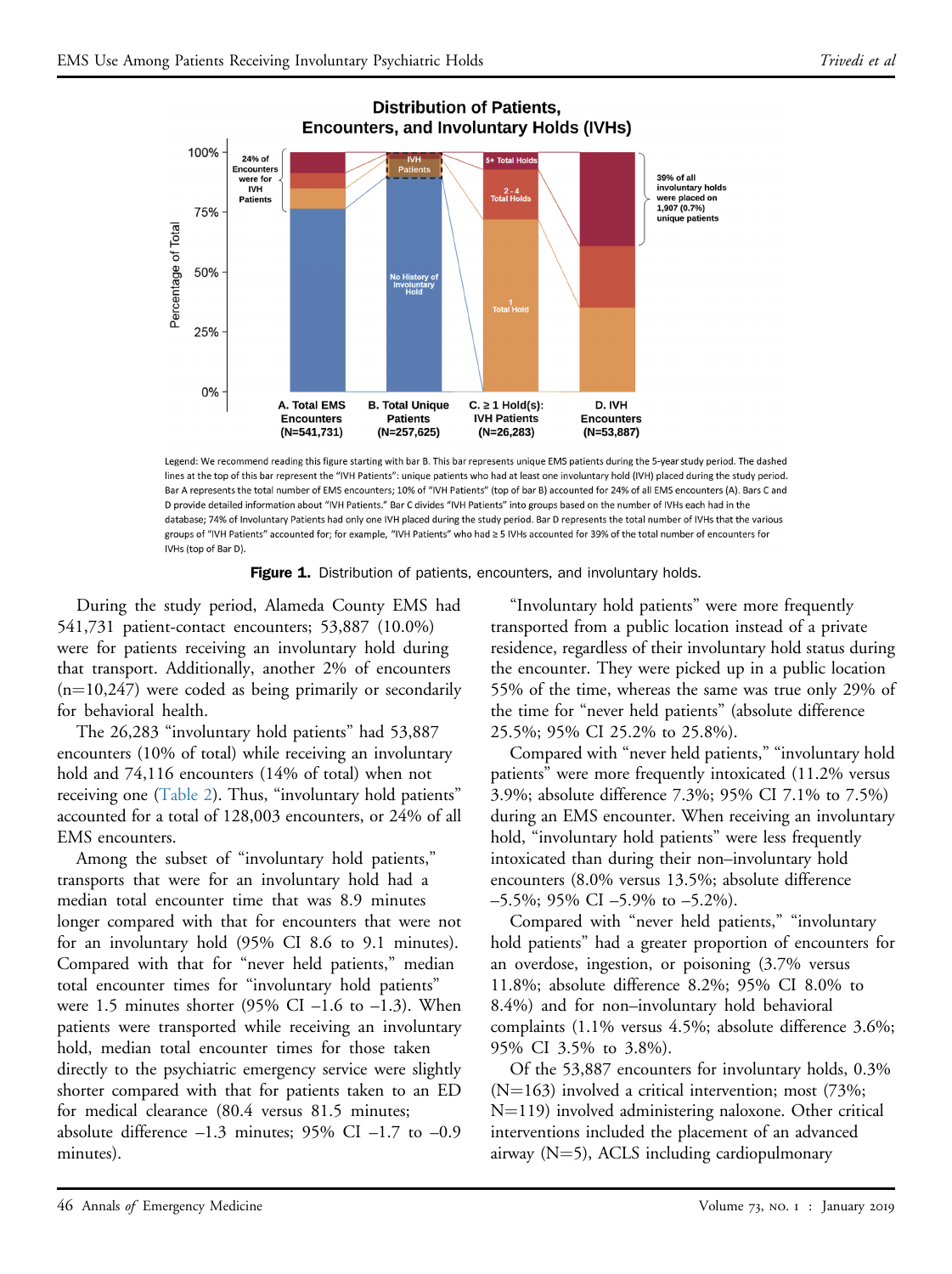**Distribution of Patients, Encounters, and Involuntary Holds (IVHs)**

Legend: We recommend reading this figure starting with bar B. This bar represents unique EMS patients during the 5-year study period. The dashed lines at the top of this bar represent the "IVH Patients": unique patients who had at least one involuntary hold (IVH) placed during the study period. Bar A represents the total number of EMS encounters; 10% of "IVH Patients" (top of bar B) accounted for 24% of all EMS encounters (A). Bars C and D provide detailed information about "IVH Patients." Bar C divides "IVH Patients" into groups based on the number of IVHs each had in the database; 74% of Involuntary Patients had only one IVH placed during the study period. Bar D represents the total number of IVHs that the various groups of "IVH Patients" accounted for; for example, "IVH Patients" who had ≥ 5 IVHs accounted for 39% of the total number of encounters for IVHs (top of Bar D).

**Figure 1.** Distribution of patients, encounters, and involuntary holds.

During the study period, Alameda County EMS had 541,731 patient-contact encounters; 53,887 (10.0%) were for patients receiving an involuntary hold during that transport. Additionally, another 2% of encounters (n=10,247) were coded as being primarily or secondarily for behavioral health.

The 26,283 "involuntary hold patients" had 53,887 encounters (10% of total) while receiving an involuntary hold and 74,116 encounters (14% of total) when not receiving one (Table 2). Thus, "involuntary hold patients" accounted for a total of 128,003 encounters, or 24% of all EMS encounters.

Among the subset of "involuntary hold patients," transports that were for an involuntary hold had a median total encounter time that was 8.9 minutes longer compared with that for encounters that were not for an involuntary hold (95% CI 8.6 to 9.1 minutes). Compared with that for "never held patients," median total encounter times for "involuntary hold patients" were 1.5 minutes shorter (95% CI –1.6 to –1.3). When patients were transported while receiving an involuntary hold, median total encounter times for those taken directly to the psychiatric emergency service were slightly shorter compared with that for patients taken to an ED for medical clearance (80.4 versus 81.5 minutes; absolute difference –1.3 minutes; 95% CI –1.7 to –0.9 minutes).

"Involuntary hold patients" were more frequently transported from a public location instead of a private residence, regardless of their involuntary hold status during the encounter. They were picked up in a public location 55% of the time, whereas the same was true only 29% of the time for "never held patients" (absolute difference 25.5%; 95% CI 25.2% to 25.8%).

Compared with "never held patients," "involuntary hold patients" were more frequently intoxicated (11.2% versus 3.9%; absolute difference 7.3%; 95% CI 7.1% to 7.5%) during an EMS encounter. When receiving an involuntary hold, "involuntary hold patients" were less frequently intoxicated than during their non–involuntary hold encounters (8.0% versus 13.5%; absolute difference –5.5%; 95% CI –5.9% to –5.2%).

Compared with "never held patients," "involuntary hold patients" had a greater proportion of encounters for an overdose, ingestion, or poisoning (3.7% versus 11.8%; absolute difference 8.2%; 95% CI 8.0% to 8.4%) and for non–involuntary hold behavioral complaints (1.1% versus 4.5%; absolute difference 3.6%; 95% CI 3.5% to 3.8%).

Of the 53,887 encounters for involuntary holds, 0.3% (N=163) involved a critical intervention; most (73%; N=119) involved administering naloxone. Other critical interventions included the placement of an advanced airway (N=5), ACLS including cardiopulmonary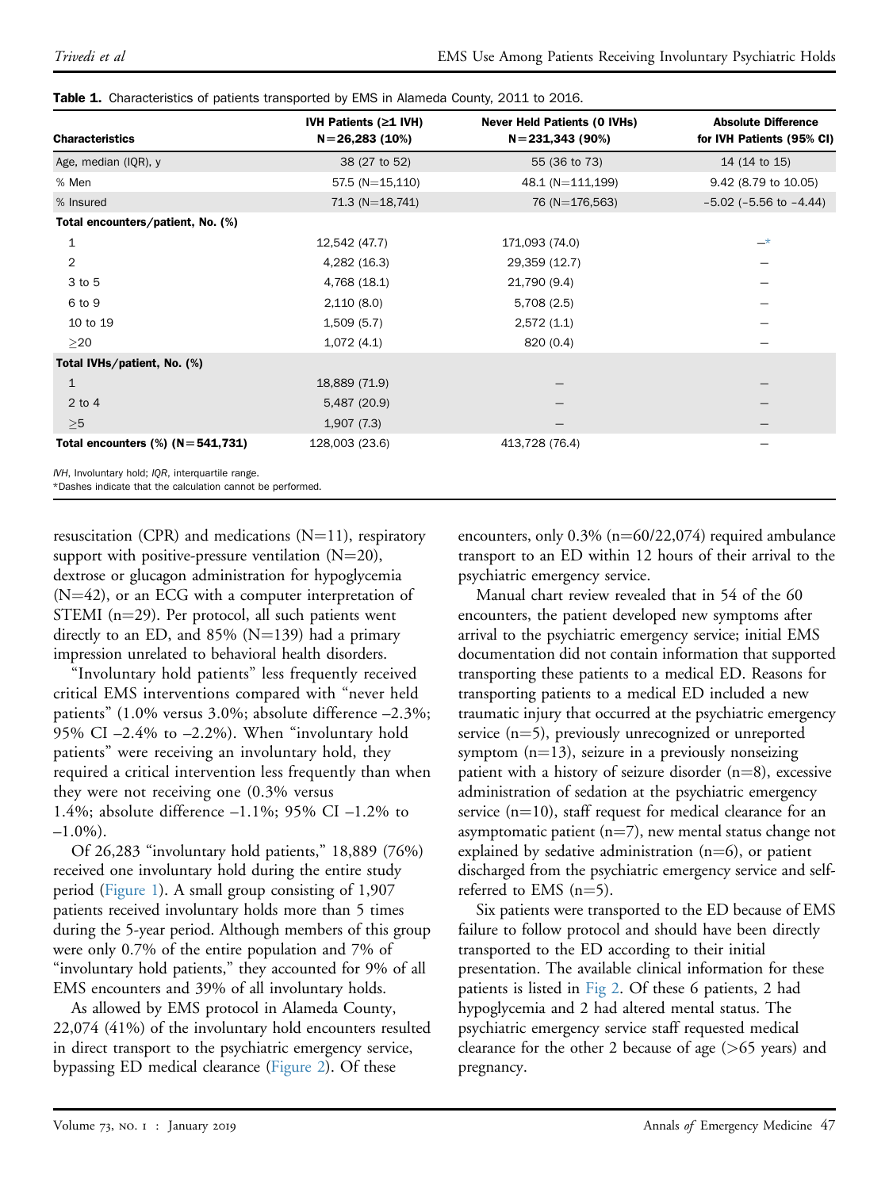**Table 1.** Characteristics of patients transported by EMS in Alameda County, 2011 to 2016.

| Characteristics | IVH Patients (≥1 IVH) N=26,283 (10%) | Never Held Patients (0 IVHs) N=231,343 (90%) | Absolute Difference for IVH Patients (95% CI) |
|---|---|---|---|
| Age, median (IQR), y | 38 (27 to 52) | 55 (36 to 73) | 14 (14 to 15) |
| % Men | 57.5 (N=15,110) | 48.1 (N=111,199) | 9.42 (8.79 to 10.05) |
| % Insured | 71.3 (N=18,741) | 76 (N=176,563) | –5.02 (–5.56 to –4.44) |
| **Total encounters/patient, No. (%)** | | | |
| 1 | 12,542 (47.7) | 171,093 (74.0) | –* |
| 2 | 4,282 (16.3) | 29,359 (12.7) | – |
| 3 to 5 | 4,768 (18.1) | 21,790 (9.4) | – |
| 6 to 9 | 2,110 (8.0) | 5,708 (2.5) | – |
| 10 to 19 | 1,509 (5.7) | 2,572 (1.1) | – |
| ≥20 | 1,072 (4.1) | 820 (0.4) | – |
| **Total IVHs/patient, No. (%)** | | | |
| 1 | 18,889 (71.9) | – | – |
| 2 to 4 | 5,487 (20.9) | – | – |
| ≥5 | 1,907 (7.3) | – | – |
| **Total encounters (%) (N=541,731)** | 128,003 (23.6) | 413,728 (76.4) | – |

*IVH*, Involuntary hold; *IQR*, interquartile range.
*Dashes indicate that the calculation cannot be performed.

resuscitation (CPR) and medications (N=11), respiratory support with positive-pressure ventilation (N=20), dextrose or glucagon administration for hypoglycemia (N=42), or an ECG with a computer interpretation of STEMI (n=29). Per protocol, all such patients went directly to an ED, and 85% (N=139) had a primary impression unrelated to behavioral health disorders.

"Involuntary hold patients" less frequently received critical EMS interventions compared with "never held patients" (1.0% versus 3.0%; absolute difference –2.3%; 95% CI –2.4% to –2.2%). When "involuntary hold patients" were receiving an involuntary hold, they required a critical intervention less frequently than when they were not receiving one (0.3% versus 1.4%; absolute difference –1.1%; 95% CI –1.2% to –1.0%).

Of 26,283 "involuntary hold patients," 18,889 (76%) received one involuntary hold during the entire study period (Figure 1). A small group consisting of 1,907 patients received involuntary holds more than 5 times during the 5-year period. Although members of this group were only 0.7% of the entire population and 7% of "involuntary hold patients," they accounted for 9% of all EMS encounters and 39% of all involuntary holds.

As allowed by EMS protocol in Alameda County, 22,074 (41%) of the involuntary hold encounters resulted in direct transport to the psychiatric emergency service, bypassing ED medical clearance (Figure 2). Of these encounters, only 0.3% (n=60/22,074) required ambulance transport to an ED within 12 hours of their arrival to the psychiatric emergency service.

Manual chart review revealed that in 54 of the 60 encounters, the patient developed new symptoms after arrival to the psychiatric emergency service; initial EMS documentation did not contain information that supported transporting these patients to a medical ED. Reasons for transporting patients to a medical ED included a new traumatic injury that occurred at the psychiatric emergency service (n=5), previously unrecognized or unreported symptom (n=13), seizure in a previously nonseizing patient with a history of seizure disorder (n=8), excessive administration of sedation at the psychiatric emergency service (n=10), staff request for medical clearance for an asymptomatic patient (n=7), new mental status change not explained by sedative administration (n=6), or patient discharged from the psychiatric emergency service and self-referred to EMS (n=5).

Six patients were transported to the ED because of EMS failure to follow protocol and should have been directly transported to the ED according to their initial presentation. The available clinical information for these patients is listed in Fig 2. Of these 6 patients, 2 had hypoglycemia and 2 had altered mental status. The psychiatric emergency service staff requested medical clearance for the other 2 because of age (>65 years) and pregnancy.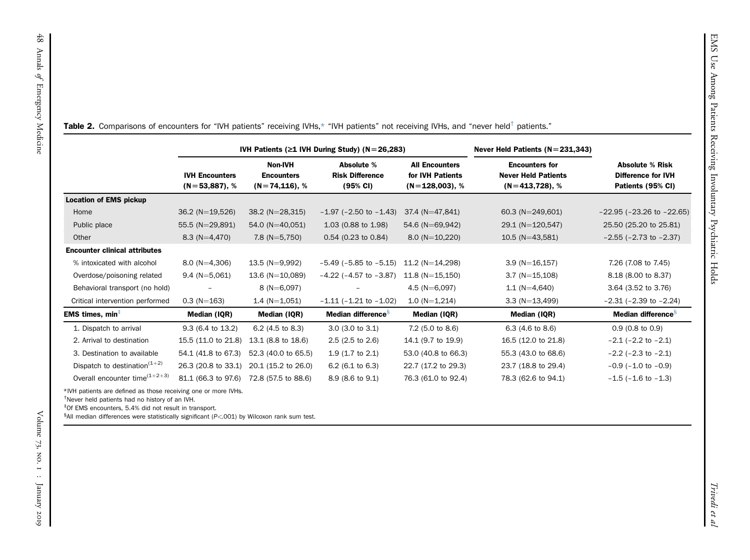**Table 2.** Comparisons of encounters for "IVH patients" receiving IVHs,* "IVH patients" not receiving IVHs, and "never held[†] patients."

| | IVH Patients (≥1 IVH During Study) (N=26,283) | | | | Never Held Patients (N=231,343) | |
|---|---|---|---|---|---|---|
| | IVH Encounters (N=53,887), % | Non-IVH Encounters (N=74,116), % | Absolute % Risk Difference (95% CI) | All Encounters for IVH Patients (N=128,003), % | Encounters for Never Held Patients (N=413,728), % | Absolute % Risk Difference for IVH Patients (95% CI) |
| **Location of EMS pickup** | | | | | | |
| Home | 36.2 (N=19,526) | 38.2 (N=28,315) | –1.97 (–2.50 to –1.43) | 37.4 (N=47,841) | 60.3 (N=249,601) | –22.95 (–23.26 to –22.65) |
| Public place | 55.5 (N=29,891) | 54.0 (N=40,051) | 1.03 (0.88 to 1.98) | 54.6 (N=69,942) | 29.1 (N=120,547) | 25.50 (25.20 to 25.81) |
| Other | 8.3 (N=4,470) | 7.8 (N=5,750) | 0.54 (0.23 to 0.84) | 8.0 (N=10,220) | 10.5 (N=43,581) | –2.55 (–2.73 to –2.37) |
| **Encounter clinical attributes** | | | | | | |
| % intoxicated with alcohol | 8.0 (N=4,306) | 13.5 (N=9,992) | –5.49 (–5.85 to –5.15) | 11.2 (N=14,298) | 3.9 (N=16,157) | 7.26 (7.08 to 7.45) |
| Overdose/poisoning related | 9.4 (N=5,061) | 13.6 (N=10,089) | –4.22 (–4.57 to –3.87) | 11.8 (N=15,150) | 3.7 (N=15,108) | 8.18 (8.00 to 8.37) |
| Behavioral transport (no hold) | – | 8 (N=6,097) | – | 4.5 (N=6,097) | 1.1 (N=4,640) | 3.64 (3.52 to 3.76) |
| Critical intervention performed | 0.3 (N=163) | 1.4 (N=1,051) | –1.11 (–1.21 to –1.02) | 1.0 (N=1,214) | 3.3 (N=13,499) | –2.31 (–2.39 to –2.24) |
| **EMS times, min[‡]** | **Median (IQR)** | **Median (IQR)** | **Median difference[§]** | **Median (IQR)** | **Median (IQR)** | **Median difference[§]** |
| 1. Dispatch to arrival | 9.3 (6.4 to 13.2) | 6.2 (4.5 to 8.3) | 3.0 (3.0 to 3.1) | 7.2 (5.0 to 8.6) | 6.3 (4.6 to 8.6) | 0.9 (0.8 to 0.9) |
| 2. Arrival to destination | 15.5 (11.0 to 21.8) | 13.1 (8.8 to 18.6) | 2.5 (2.5 to 2.6) | 14.1 (9.7 to 19.9) | 16.5 (12.0 to 21.8) | –2.1 (–2.2 to –2.1) |
| 3. Destination to available | 54.1 (41.8 to 67.3) | 52.3 (40.0 to 65.5) | 1.9 (1.7 to 2.1) | 53.0 (40.8 to 66.3) | 55.3 (43.0 to 68.6) | –2.2 (–2.3 to –2.1) |
| Dispatch to destination$^{(1+2)}$ | 26.3 (20.8 to 33.1) | 20.1 (15.2 to 26.0) | 6.2 (6.1 to 6.3) | 22.7 (17.2 to 29.3) | 23.7 (18.8 to 29.4) | –0.9 (–1.0 to –0.9) |
| Overall encounter time$^{(1+2+3)}$ | 81.1 (66.3 to 97.6) | 72.8 (57.5 to 88.6) | 8.9 (8.6 to 9.1) | 76.3 (61.0 to 92.4) | 78.3 (62.6 to 94.1) | –1.5 (–1.6 to –1.3) |

*IVH patients are defined as those receiving one or more IVHs.
[†]Never held patients had no history of an IVH.
[‡]Of EMS encounters, 5.4% did not result in transport.
[§]All median differences were statistically significant ($P<.001$) by Wilcoxon rank sum test.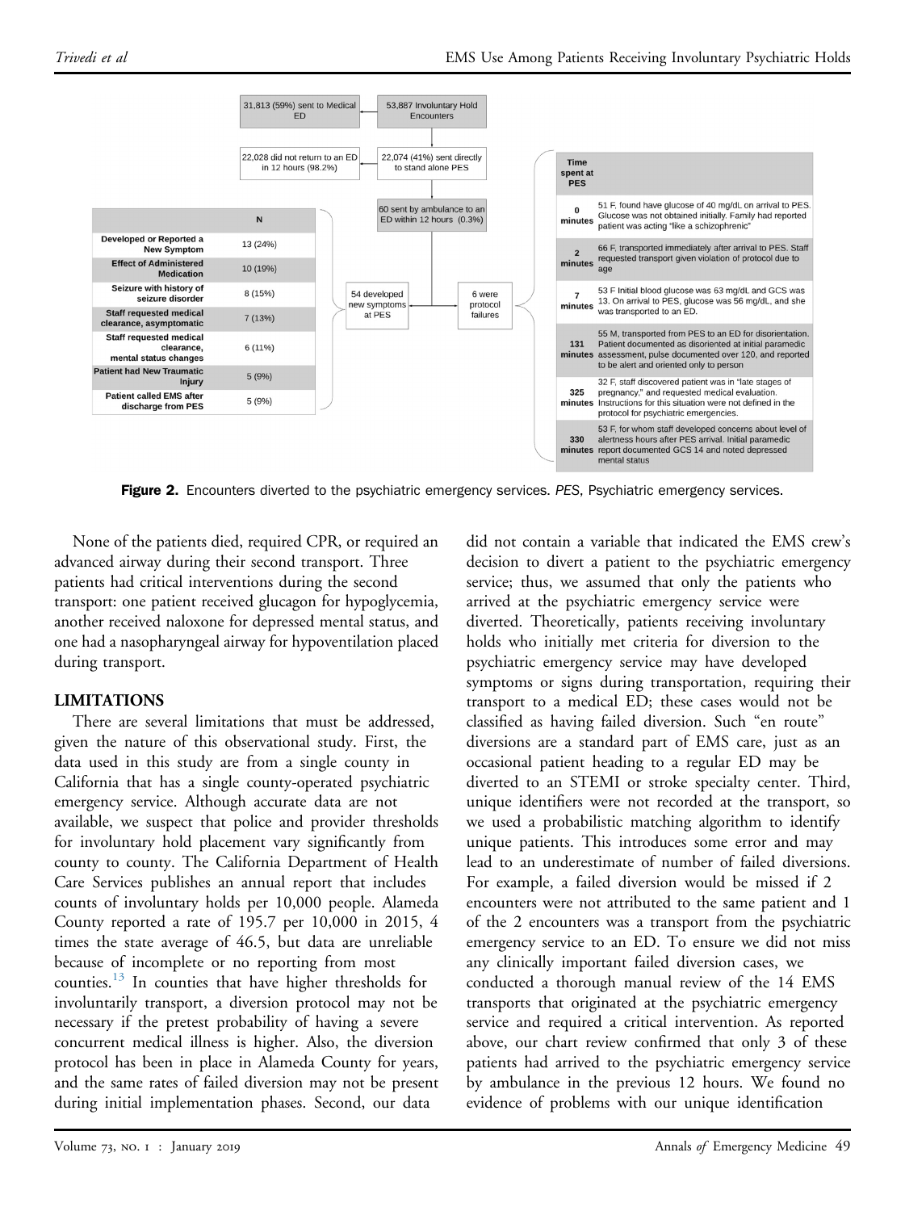53,887 Involuntary Hold Encounters

31,813 (59%) sent to Medical ED

22,074 (41%) sent directly to stand alone PES

22,028 did not return to an ED in 12 hours (98.2%)

60 sent by ambulance to an ED within 12 hours (0.3%)

54 developed new symptoms at PES

6 were protocol failures

| | N |
|---|---|
| Developed or Reported a New Symptom | 13 (24%) |
| Effect of Administered Medication | 10 (19%) |
| Seizure with history of seizure disorder | 8 (15%) |
| Staff requested medical clearance, asymptomatic | 7 (13%) |
| Staff requested medical clearance, mental status changes | 6 (11%) |
| Patient had New Traumatic Injury | 5 (9%) |
| Patient called EMS after discharge from PES | 5 (9%) |

| Time spent at PES | |
|---|---|
| 0 minutes | 51 F, found have glucose of 40 mg/dL on arrival to PES. Glucose was not obtained initially. Family had reported patient was acting "like a schizophrenic" |
| 2 minutes | 66 F, transported immediately after arrival to PES. Staff requested transport given violation of protocol due to age |
| 7 minutes | 53 F Initial blood glucose was 63 mg/dL and GCS was 13. On arrival to PES, glucose was 56 mg/dL, and she was transported to an ED. |
| 131 minutes | 55 M, transported from PES to an ED for disorientation. Patient documented as disoriented at initial paramedic assessment, pulse documented over 120, and reported to be alert and oriented only to person |
| 325 minutes | 32 F, staff discovered patient was in "late stages of pregnancy," and requested medical evaluation. Instructions for this situation were not defined in the protocol for psychiatric emergencies. |
| 330 minutes | 53 F, for whom staff developed concerns about level of alertness hours after PES arrival. Initial paramedic report documented GCS 14 and noted depressed mental status |

**Figure 2.** Encounters diverted to the psychiatric emergency services. *PES*, Psychiatric emergency services.

None of the patients died, required CPR, or required an advanced airway during their second transport. Three patients had critical interventions during the second transport: one patient received glucagon for hypoglycemia, another received naloxone for depressed mental status, and one had a nasopharyngeal airway for hypoventilation placed during transport.

## LIMITATIONS

There are several limitations that must be addressed, given the nature of this observational study. First, the data used in this study are from a single county in California that has a single county-operated psychiatric emergency service. Although accurate data are not available, we suspect that police and provider thresholds for involuntary hold placement vary significantly from county to county. The California Department of Health Care Services publishes an annual report that includes counts of involuntary holds per 10,000 people. Alameda County reported a rate of 195.7 per 10,000 in 2015, 4 times the state average of 46.5, but data are unreliable because of incomplete or no reporting from most counties.[13] In counties that have higher thresholds for involuntarily transport, a diversion protocol may not be necessary if the pretest probability of having a severe concurrent medical illness is higher. Also, the diversion protocol has been in place in Alameda County for years, and the same rates of failed diversion may not be present during initial implementation phases. Second, our data did not contain a variable that indicated the EMS crew's decision to divert a patient to the psychiatric emergency service; thus, we assumed that only the patients who arrived at the psychiatric emergency service were diverted. Theoretically, patients receiving involuntary holds who initially met criteria for diversion to the psychiatric emergency service may have developed symptoms or signs during transportation, requiring their transport to a medical ED; these cases would not be classified as having failed diversion. Such "en route" diversions are a standard part of EMS care, just as an occasional patient heading to a regular ED may be diverted to an STEMI or stroke specialty center. Third, unique identifiers were not recorded at the transport, so we used a probabilistic matching algorithm to identify unique patients. This introduces some error and may lead to an underestimate of number of failed diversions. For example, a failed diversion would be missed if 2 encounters were not attributed to the same patient and 1 of the 2 encounters was a transport from the psychiatric emergency service to an ED. To ensure we did not miss any clinically important failed diversion cases, we conducted a thorough manual review of the 14 EMS transports that originated at the psychiatric emergency service and required a critical intervention. As reported above, our chart review confirmed that only 3 of these patients had arrived to the psychiatric emergency service by ambulance in the previous 12 hours. We found no evidence of problems with our unique identification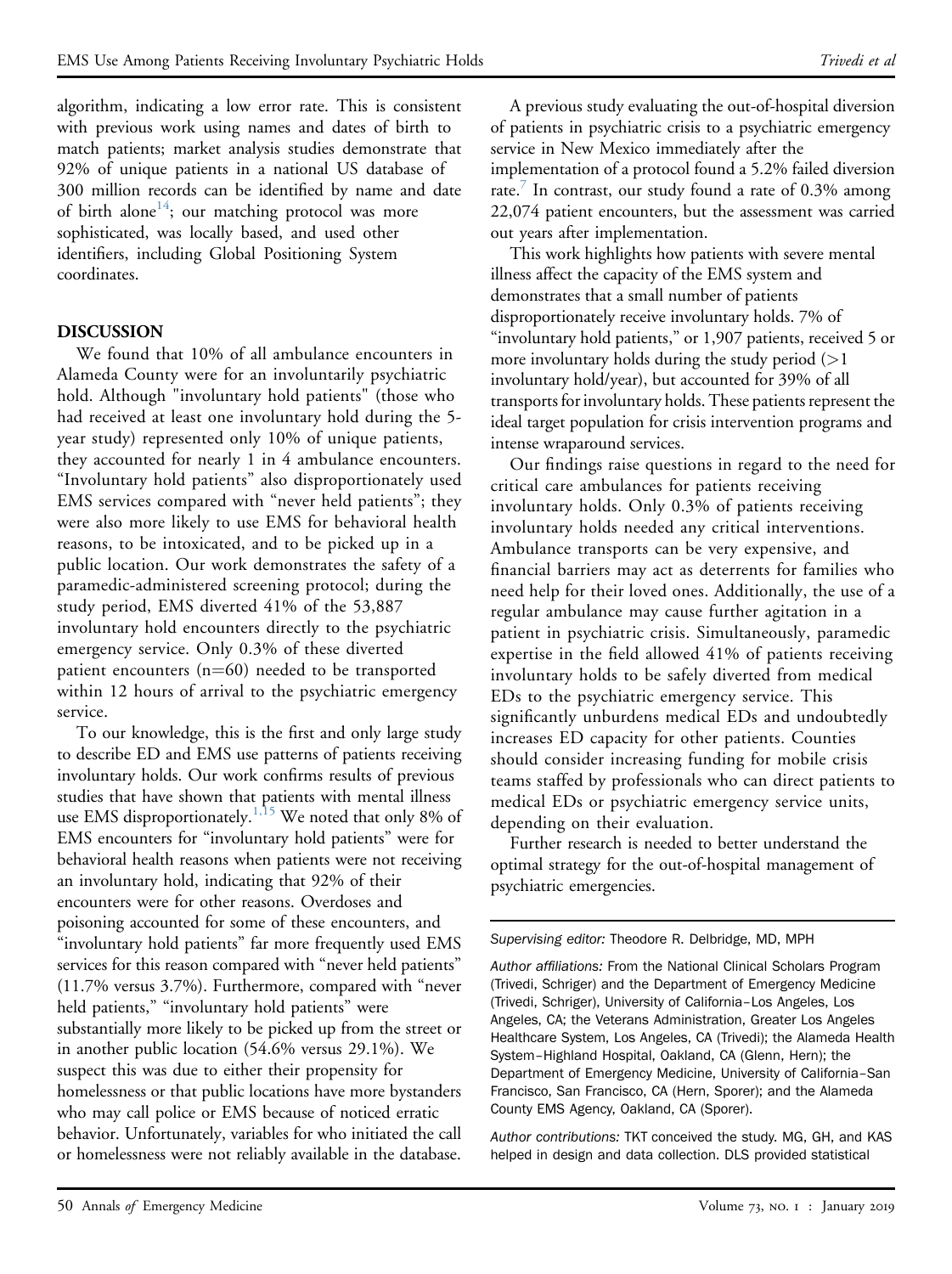algorithm, indicating a low error rate. This is consistent with previous work using names and dates of birth to match patients; market analysis studies demonstrate that 92% of unique patients in a national US database of 300 million records can be identified by name and date of birth alone[14]; our matching protocol was more sophisticated, was locally based, and used other identifiers, including Global Positioning System coordinates.

## DISCUSSION

We found that 10% of all ambulance encounters in Alameda County were for an involuntarily psychiatric hold. Although "involuntary hold patients" (those who had received at least one involuntary hold during the 5-year study) represented only 10% of unique patients, they accounted for nearly 1 in 4 ambulance encounters. "Involuntary hold patients" also disproportionately used EMS services compared with "never held patients"; they were also more likely to use EMS for behavioral health reasons, to be intoxicated, and to be picked up in a public location. Our work demonstrates the safety of a paramedic-administered screening protocol; during the study period, EMS diverted 41% of the 53,887 involuntary hold encounters directly to the psychiatric emergency service. Only 0.3% of these diverted patient encounters (n=60) needed to be transported within 12 hours of arrival to the psychiatric emergency service.

To our knowledge, this is the first and only large study to describe ED and EMS use patterns of patients receiving involuntary holds. Our work confirms results of previous studies that have shown that patients with mental illness use EMS disproportionately.[1,15] We noted that only 8% of EMS encounters for "involuntary hold patients" were for behavioral health reasons when patients were not receiving an involuntary hold, indicating that 92% of their encounters were for other reasons. Overdoses and poisoning accounted for some of these encounters, and "involuntary hold patients" far more frequently used EMS services for this reason compared with "never held patients" (11.7% versus 3.7%). Furthermore, compared with "never held patients," "involuntary hold patients" were substantially more likely to be picked up from the street or in another public location (54.6% versus 29.1%). We suspect this was due to either their propensity for homelessness or that public locations have more bystanders who may call police or EMS because of noticed erratic behavior. Unfortunately, variables for who initiated the call or homelessness were not reliably available in the database.

A previous study evaluating the out-of-hospital diversion of patients in psychiatric crisis to a psychiatric emergency service in New Mexico immediately after the implementation of a protocol found a 5.2% failed diversion rate.[7] In contrast, our study found a rate of 0.3% among 22,074 patient encounters, but the assessment was carried out years after implementation.

This work highlights how patients with severe mental illness affect the capacity of the EMS system and demonstrates that a small number of patients disproportionately receive involuntary holds. 7% of "involuntary hold patients," or 1,907 patients, received 5 or more involuntary holds during the study period (>1 involuntary hold/year), but accounted for 39% of all transports for involuntary holds. These patients represent the ideal target population for crisis intervention programs and intense wraparound services.

Our findings raise questions in regard to the need for critical care ambulances for patients receiving involuntary holds. Only 0.3% of patients receiving involuntary holds needed any critical interventions. Ambulance transports can be very expensive, and financial barriers may act as deterrents for families who need help for their loved ones. Additionally, the use of a regular ambulance may cause further agitation in a patient in psychiatric crisis. Simultaneously, paramedic expertise in the field allowed 41% of patients receiving involuntary holds to be safely diverted from medical EDs to the psychiatric emergency service. This significantly unburdens medical EDs and undoubtedly increases ED capacity for other patients. Counties should consider increasing funding for mobile crisis teams staffed by professionals who can direct patients to medical EDs or psychiatric emergency service units, depending on their evaluation.

Further research is needed to better understand the optimal strategy for the out-of-hospital management of psychiatric emergencies.

---

*Supervising editor:* Theodore R. Delbridge, MD, MPH

*Author affiliations:* From the National Clinical Scholars Program (Trivedi, Schriger) and the Department of Emergency Medicine (Trivedi, Schriger), University of California–Los Angeles, Los Angeles, CA; the Veterans Administration, Greater Los Angeles Healthcare System, Los Angeles, CA (Trivedi); the Alameda Health System–Highland Hospital, Oakland, CA (Glenn, Hern); the Department of Emergency Medicine, University of California–San Francisco, San Francisco, CA (Hern, Sporer); and the Alameda County EMS Agency, Oakland, CA (Sporer).

*Author contributions:* TKT conceived the study. MG, GH, and KAS helped in design and data collection. DLS provided statistical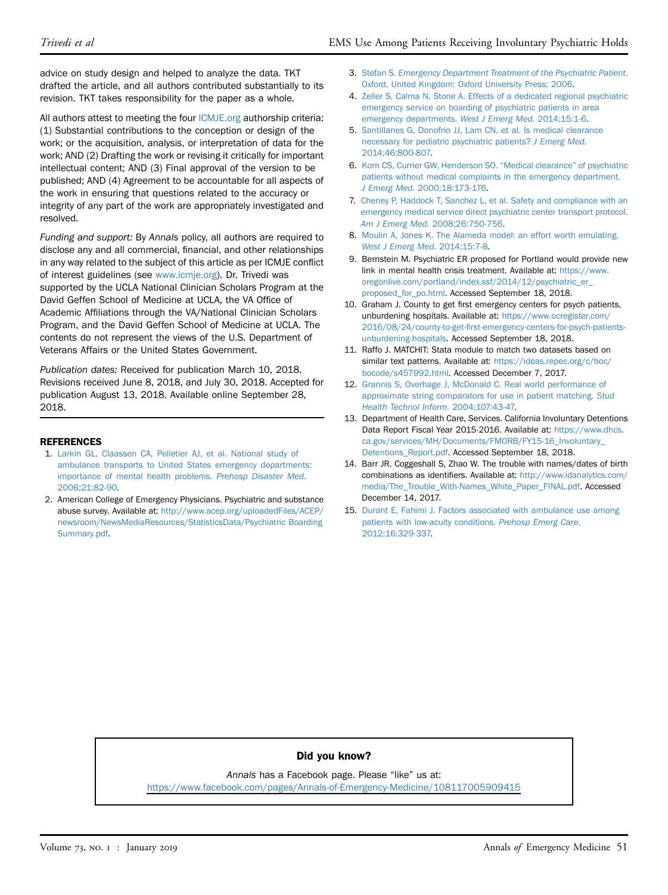advice on study design and helped to analyze the data. TKT drafted the article, and all authors contributed substantially to its revision. TKT takes responsibility for the paper as a whole.

All authors attest to meeting the four ICMJE.org authorship criteria: (1) Substantial contributions to the conception or design of the work; or the acquisition, analysis, or interpretation of data for the work; AND (2) Drafting the work or revising it critically for important intellectual content; AND (3) Final approval of the version to be published; AND (4) Agreement to be accountable for all aspects of the work in ensuring that questions related to the accuracy or integrity of any part of the work are appropriately investigated and resolved.

*Funding and support:* By *Annals* policy, all authors are required to disclose any and all commercial, financial, and other relationships in any way related to the subject of this article as per ICMJE conflict of interest guidelines (see www.icmje.org). Dr. Trivedi was supported by the UCLA National Clinician Scholars Program at the David Geffen School of Medicine at UCLA, the VA Office of Academic Affiliations through the VA/National Clinician Scholars Program, and the David Geffen School of Medicine at UCLA. The contents do not represent the views of the U.S. Department of Veterans Affairs or the United States Government.

*Publication dates:* Received for publication March 10, 2018. Revisions received June 8, 2018, and July 30, 2018. Accepted for publication August 13, 2018. Available online September 28, 2018.

## REFERENCES

1. Larkin GL, Claassen CA, Pelletier AJ, et al. National study of ambulance transports to United States emergency departments: importance of mental health problems. *Prehosp Disaster Med*. 2006;21:82-90.
2. American College of Emergency Physicians. Psychiatric and substance abuse survey. Available at: http://www.acep.org/uploadedFiles/ACEP/newsroom/NewsMediaResources/StatisticsData/Psychiatric Boarding Summary.pdf.
3. Stefan S. *Emergency Department Treatment of the Psychiatric Patient*. Oxford, United Kingdom: Oxford University Press; 2006.
4. Zeller S, Calma N, Stone A. Effects of a dedicated regional psychiatric emergency service on boarding of psychiatric patients in area emergency departments. *West J Emerg Med*. 2014;15:1-6.
5. Santillanes G, Donofrio JJ, Lam CN, et al. Is medical clearance necessary for pediatric psychiatric patients? *J Emerg Med*. 2014;46:800-807.
6. Korn CS, Currier GW, Henderson SO. "Medical clearance" of psychiatric patients without medical complaints in the emergency department. *J Emerg Med*. 2000;18:173-176.
7. Cheney P, Haddock T, Sanchez L, et al. Safety and compliance with an emergency medical service direct psychiatric center transport protocol. *Am J Emerg Med*. 2008;26:750-756.
8. Moulin A, Jones K. The Alameda model: an effort worth emulating. *West J Emerg Med*. 2014;15:7-8.
9. Bernstein M. Psychiatric ER proposed for Portland would provide new link in mental health crisis treatment. Available at: https://www.oregonlive.com/portland/index.ssf/2014/12/psychiatric_er_proposed_for_po.html. Accessed September 18, 2018.
10. Graham J. County to get first emergency centers for psych patients, unburdening hospitals. Available at: https://www.ocregister.com/2016/08/24/county-to-get-first-emergency-centers-for-psych-patients-unburdening-hospitals. Accessed September 18, 2018.
11. Raffo J. MATCHIT: Stata module to match two datasets based on similar text patterns. Available at: https://ideas.repec.org/c/boc/bocode/s457992.html. Accessed December 7, 2017.
12. Grannis S, Overhage J, McDonald C. Real world performance of approximate string comparators for use in patient matching. *Stud Health Technol Inform*. 2004;107:43-47.
13. Department of Health Care, Services. California Involuntary Detentions Data Report Fiscal Year 2015-2016. Available at: https://www.dhcs.ca.gov/services/MH/Documents/FMORB/FY15-16_Involuntary_Detentions_Report.pdf. Accessed September 18, 2018.
14. Barr JR, Coggeshall S, Zhao W. The trouble with names/dates of birth combinations as identifiers. Available at: http://www.idanalytics.com/media/The_Trouble_With-Names_White_Paper_FINAL.pdf. Accessed December 14, 2017.
15. Durant E, Fahimi J. Factors associated with ambulance use among patients with low-acuity conditions. *Prehosp Emerg Care*. 2012;16:329-337.

**Did you know?**

*Annals* has a Facebook page. Please "like" us at:
https://www.facebook.com/pages/Annals-of-Emergency-Medicine/108117005909415